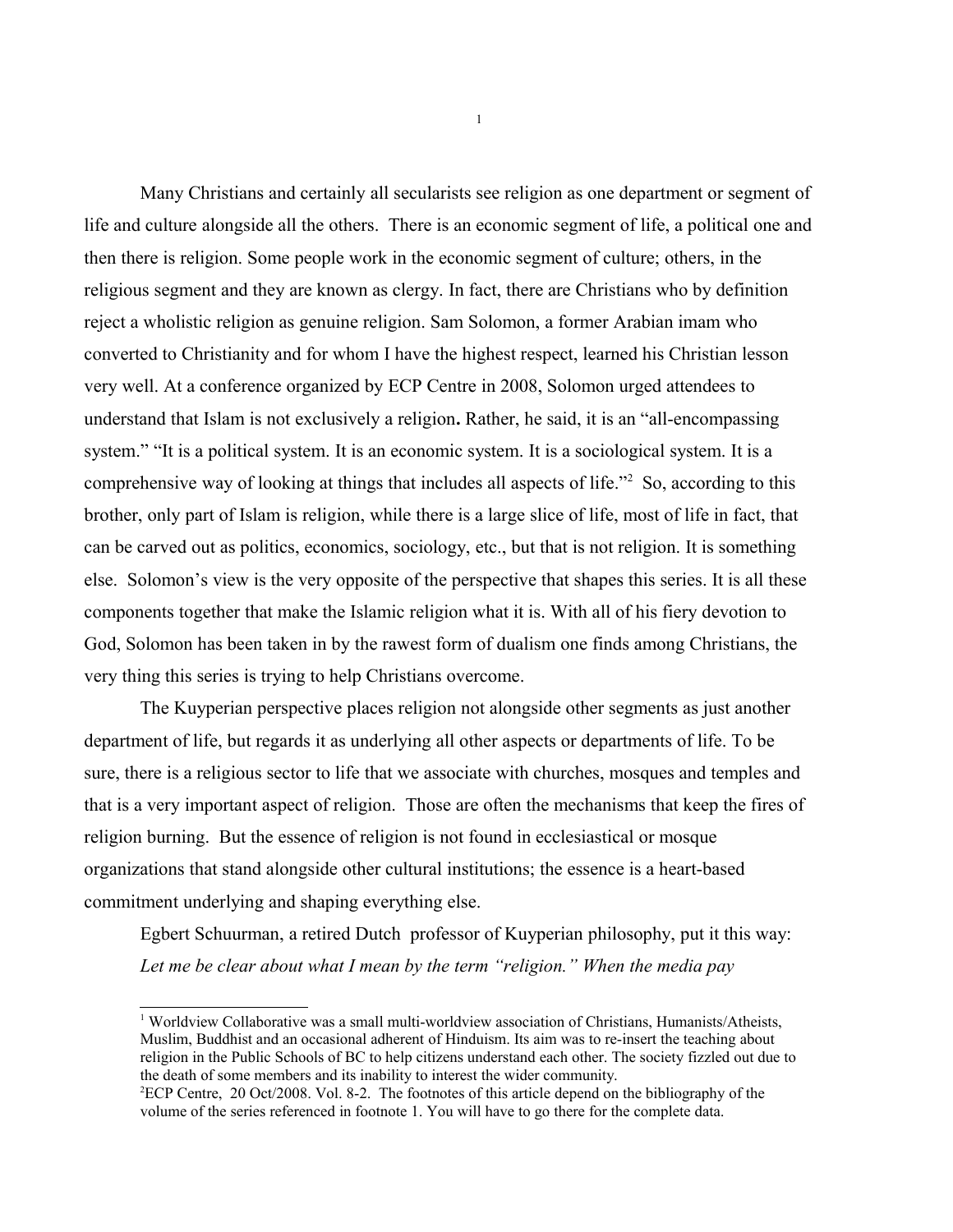Many Christians and certainly all secularists see religion as one department or segment of life and culture alongside all the others. There is an economic segment of life, a political one and then there is religion. Some people work in the economic segment of culture; others, in the religious segment and they are known as clergy. In fact, there are Christians who by definition reject a wholistic religion as genuine religion. Sam Solomon, a former Arabian imam who converted to Christianity and for whom I have the highest respect, learned his Christian lesson very well. At a conference organized by ECP Centre in 2008, Solomon urged attendees to understand that Islam is not exclusively a religion**.** Rather, he said, it is an "all-encompassing system." "It is a political system. It is an economic system. It is a sociological system. It is a comprehensive way of looking at things that includes all aspects of life."[2] So, according to this brother, only part of Islam is religion, while there is a large slice of life, most of life in fact, that can be carved out as politics, economics, sociology, etc., but that is not religion. It is something else. Solomon's view is the very opposite of the perspective that shapes this series. It is all these components together that make the Islamic religion what it is. With all of his fiery devotion to God, Solomon has been taken in by the rawest form of dualism one finds among Christians, the very thing this series is trying to help Christians overcome.

The Kuyperian perspective places religion not alongside other segments as just another department of life, but regards it as underlying all other aspects or departments of life. To be sure, there is a religious sector to life that we associate with churches, mosques and temples and that is a very important aspect of religion. Those are often the mechanisms that keep the fires of religion burning. But the essence of religion is not found in ecclesiastical or mosque organizations that stand alongside other cultural institutions; the essence is a heart-based commitment underlying and shaping everything else.

Egbert Schuurman, a retired Dutch professor of Kuyperian philosophy, put it this way:

*Let me be clear about what I mean by the term "religion." When the media pay*

---

[1] Worldview Collaborative was a small multi-worldview association of Christians, Humanists/Atheists, Muslim, Buddhist and an occasional adherent of Hinduism. Its aim was to re-insert the teaching about religion in the Public Schools of BC to help citizens understand each other. The society fizzled out due to the death of some members and its inability to interest the wider community.

[2] ECP Centre, 20 Oct/2008. Vol. 8-2. The footnotes of this article depend on the bibliography of the volume of the series referenced in footnote 1. You will have to go there for the complete data.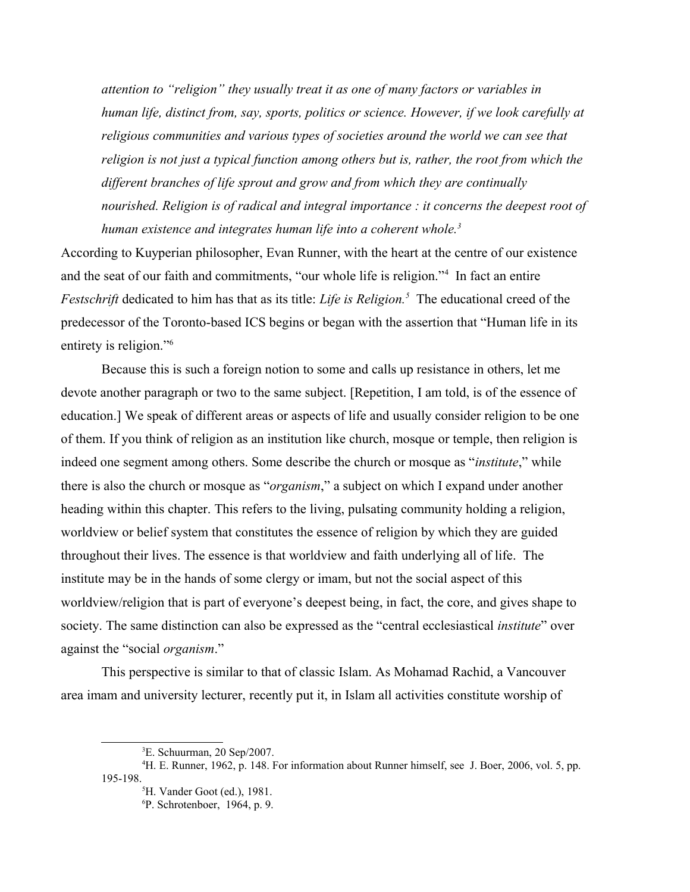*attention to "religion" they usually treat it as one of many factors or variables in human life, distinct from, say, sports, politics or science. However, if we look carefully at religious communities and various types of societies around the world we can see that religion is not just a typical function among others but is, rather, the root from which the different branches of life sprout and grow and from which they are continually nourished. Religion is of radical and integral importance : it concerns the deepest root of human existence and integrates human life into a coherent whole.*[3]

According to Kuyperian philosopher, Evan Runner, with the heart at the centre of our existence and the seat of our faith and commitments, "our whole life is religion."[4] In fact an entire *Festschrift* dedicated to him has that as its title: *Life is Religion.*[5] The educational creed of the predecessor of the Toronto-based ICS begins or began with the assertion that "Human life in its entirety is religion."[6]

Because this is such a foreign notion to some and calls up resistance in others, let me devote another paragraph or two to the same subject. [Repetition, I am told, is of the essence of education.] We speak of different areas or aspects of life and usually consider religion to be one of them. If you think of religion as an institution like church, mosque or temple, then religion is indeed one segment among others. Some describe the church or mosque as "*institute*," while there is also the church or mosque as "*organism*," a subject on which I expand under another heading within this chapter. This refers to the living, pulsating community holding a religion, worldview or belief system that constitutes the essence of religion by which they are guided throughout their lives. The essence is that worldview and faith underlying all of life. The institute may be in the hands of some clergy or imam, but not the social aspect of this worldview/religion that is part of everyone's deepest being, in fact, the core, and gives shape to society. The same distinction can also be expressed as the "central ecclesiastical *institute*" over against the "social *organism*."

This perspective is similar to that of classic Islam. As Mohamad Rachid, a Vancouver area imam and university lecturer, recently put it, in Islam all activities constitute worship of

---

[3] E. Schuurman, 20 Sep/2007.

[4] H. E. Runner, 1962, p. 148. For information about Runner himself, see J. Boer, 2006, vol. 5, pp. 195-198.

[5] H. Vander Goot (ed.), 1981.

[6] P. Schrotenboer, 1964, p. 9.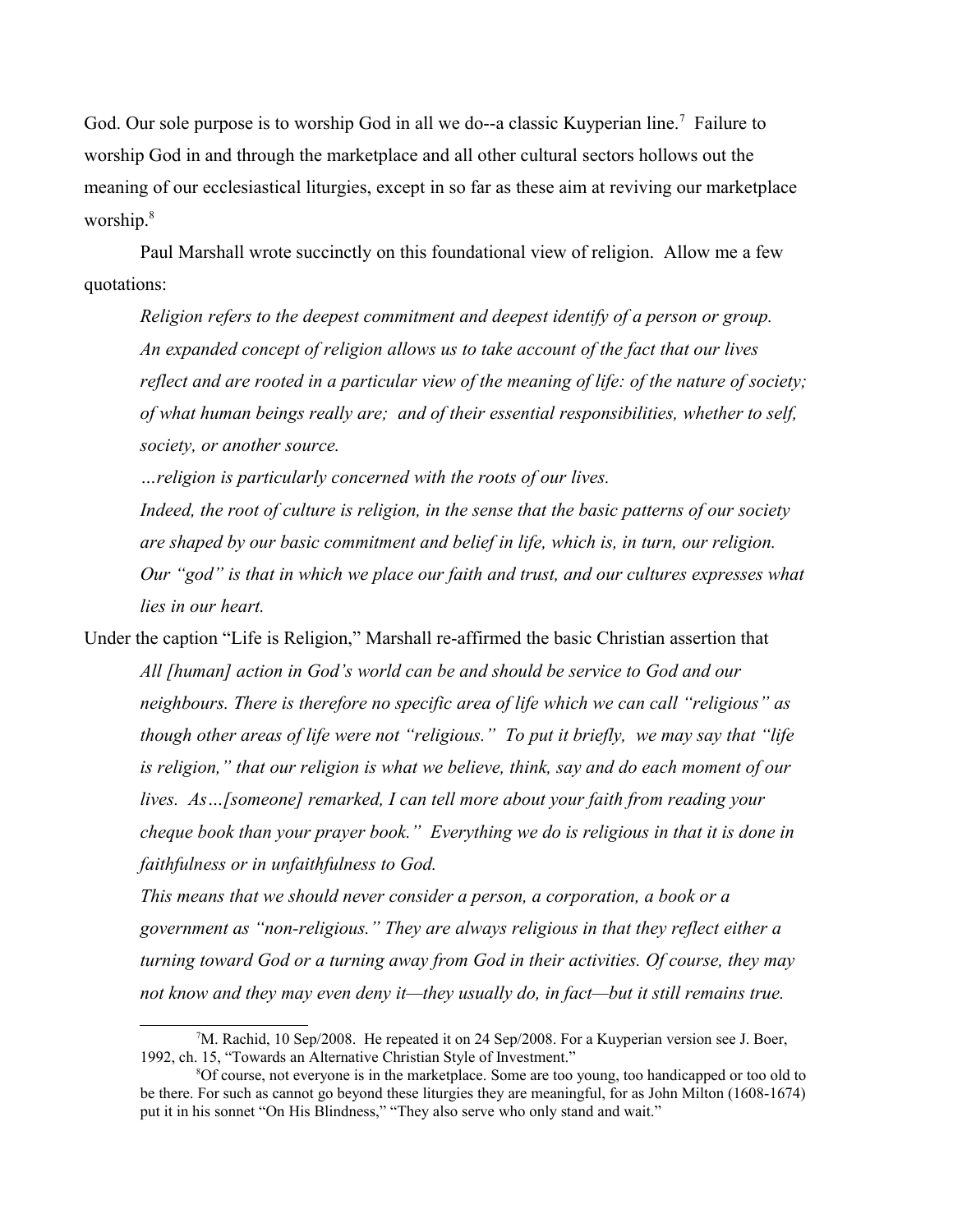God. Our sole purpose is to worship God in all we do--a classic Kuyperian line.[7] Failure to worship God in and through the marketplace and all other cultural sectors hollows out the meaning of our ecclesiastical liturgies, except in so far as these aim at reviving our marketplace worship.[8]

Paul Marshall wrote succinctly on this foundational view of religion. Allow me a few quotations:

> *Religion refers to the deepest commitment and deepest identify of a person or group. An expanded concept of religion allows us to take account of the fact that our lives reflect and are rooted in a particular view of the meaning of life: of the nature of society; of what human beings really are; and of their essential responsibilities, whether to self, society, or another source.*
>
> *…religion is particularly concerned with the roots of our lives.*
>
> *Indeed, the root of culture is religion, in the sense that the basic patterns of our society are shaped by our basic commitment and belief in life, which is, in turn, our religion. Our "god" is that in which we place our faith and trust, and our cultures expresses what lies in our heart.*

Under the caption "Life is Religion," Marshall re-affirmed the basic Christian assertion that

> *All [human] action in God's world can be and should be service to God and our neighbours. There is therefore no specific area of life which we can call "religious" as though other areas of life were not "religious." To put it briefly, we may say that "life is religion," that our religion is what we believe, think, say and do each moment of our lives. As…[someone] remarked, I can tell more about your faith from reading your cheque book than your prayer book." Everything we do is religious in that it is done in faithfulness or in unfaithfulness to God.*
>
> *This means that we should never consider a person, a corporation, a book or a government as "non-religious." They are always religious in that they reflect either a turning toward God or a turning away from God in their activities. Of course, they may not know and they may even deny it—they usually do, in fact—but it still remains true.*

---

[7] M. Rachid, 10 Sep/2008. He repeated it on 24 Sep/2008. For a Kuyperian version see J. Boer, 1992, ch. 15, "Towards an Alternative Christian Style of Investment."

[8] Of course, not everyone is in the marketplace. Some are too young, too handicapped or too old to be there. For such as cannot go beyond these liturgies they are meaningful, for as John Milton (1608-1674) put it in his sonnet "On His Blindness," "They also serve who only stand and wait."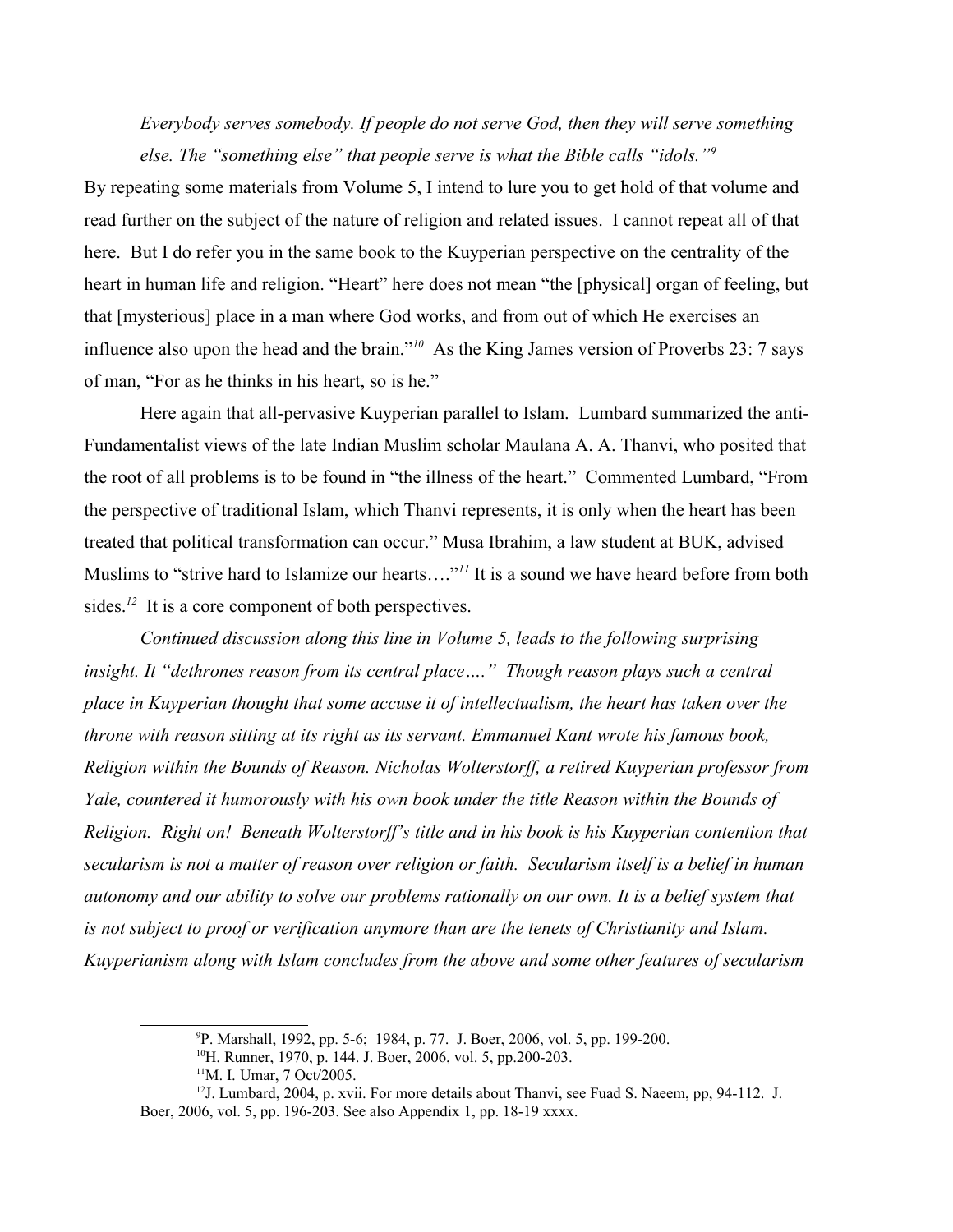*Everybody serves somebody. If people do not serve God, then they will serve something else. The "something else" that people serve is what the Bible calls "idols."*[9]

By repeating some materials from Volume 5, I intend to lure you to get hold of that volume and read further on the subject of the nature of religion and related issues. I cannot repeat all of that here. But I do refer you in the same book to the Kuyperian perspective on the centrality of the heart in human life and religion. "Heart" here does not mean "the [physical] organ of feeling, but that [mysterious] place in a man where God works, and from out of which He exercises an influence also upon the head and the brain."[10] As the King James version of Proverbs 23: 7 says of man, "For as he thinks in his heart, so is he."

Here again that all-pervasive Kuyperian parallel to Islam. Lumbard summarized the anti-Fundamentalist views of the late Indian Muslim scholar Maulana A. A. Thanvi, who posited that the root of all problems is to be found in "the illness of the heart." Commented Lumbard, "From the perspective of traditional Islam, which Thanvi represents, it is only when the heart has been treated that political transformation can occur." Musa Ibrahim, a law student at BUK, advised Muslims to "strive hard to Islamize our hearts…."[11] It is a sound we have heard before from both sides.[12] It is a core component of both perspectives.

*Continued discussion along this line in Volume 5, leads to the following surprising insight. It "dethrones reason from its central place…." Though reason plays such a central place in Kuyperian thought that some accuse it of intellectualism, the heart has taken over the throne with reason sitting at its right as its servant. Emmanuel Kant wrote his famous book, Religion within the Bounds of Reason. Nicholas Wolterstorff, a retired Kuyperian professor from Yale, countered it humorously with his own book under the title Reason within the Bounds of Religion. Right on! Beneath Wolterstorff's title and in his book is his Kuyperian contention that secularism is not a matter of reason over religion or faith. Secularism itself is a belief in human autonomy and our ability to solve our problems rationally on our own. It is a belief system that is not subject to proof or verification anymore than are the tenets of Christianity and Islam. Kuyperianism along with Islam concludes from the above and some other features of secularism*

---

[9] P. Marshall, 1992, pp. 5-6; 1984, p. 77. J. Boer, 2006, vol. 5, pp. 199-200.

[10] H. Runner, 1970, p. 144. J. Boer, 2006, vol. 5, pp.200-203.

[11] M. I. Umar, 7 Oct/2005.

[12] J. Lumbard, 2004, p. xvii. For more details about Thanvi, see Fuad S. Naeem, pp, 94-112. J. Boer, 2006, vol. 5, pp. 196-203. See also Appendix 1, pp. 18-19 xxxx.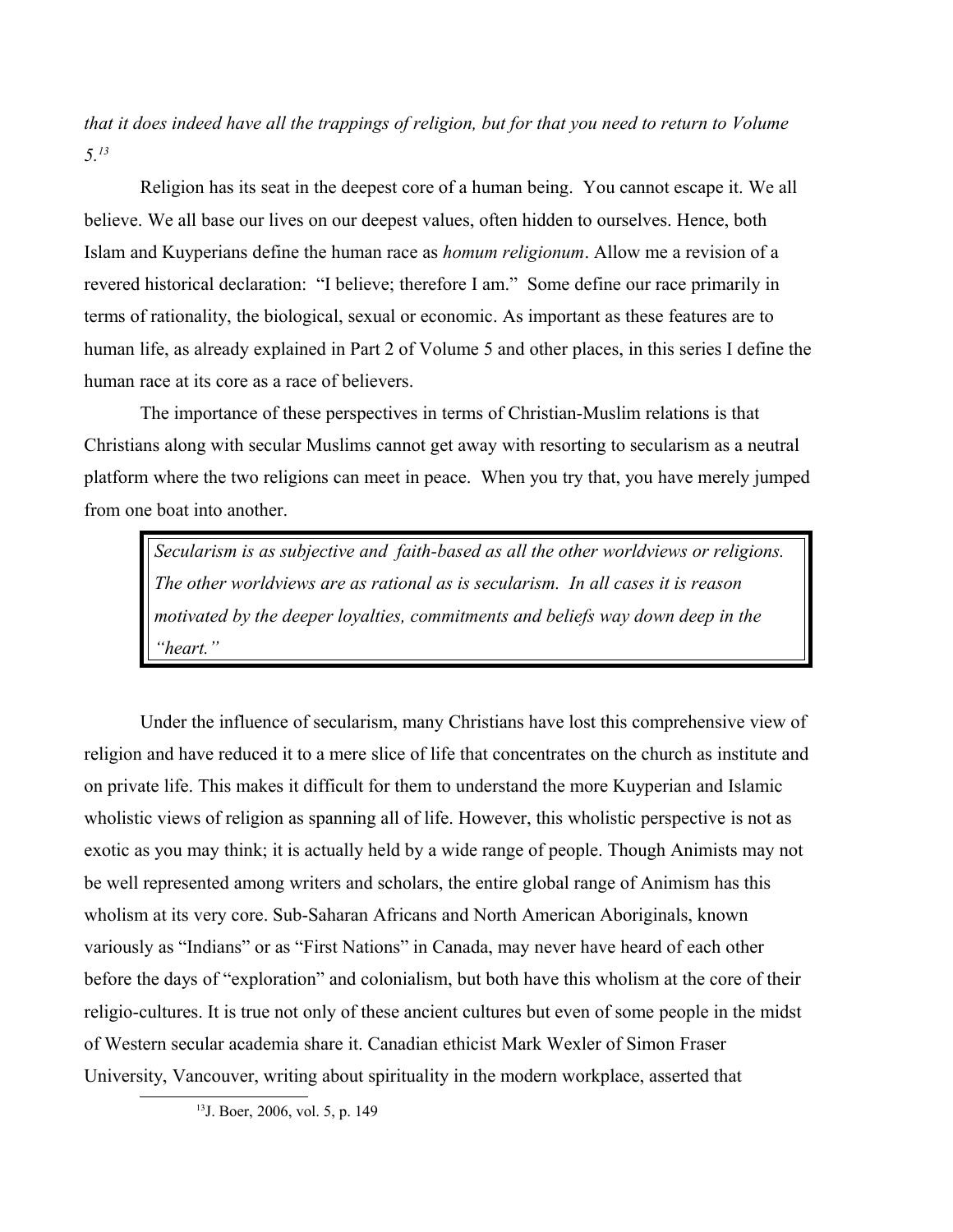*that it does indeed have all the trappings of religion, but for that you need to return to Volume 5.*[13]

Religion has its seat in the deepest core of a human being. You cannot escape it. We all believe. We all base our lives on our deepest values, often hidden to ourselves. Hence, both Islam and Kuyperians define the human race as *homum religionum*. Allow me a revision of a revered historical declaration: "I believe; therefore I am." Some define our race primarily in terms of rationality, the biological, sexual or economic. As important as these features are to human life, as already explained in Part 2 of Volume 5 and other places, in this series I define the human race at its core as a race of believers.

The importance of these perspectives in terms of Christian-Muslim relations is that Christians along with secular Muslims cannot get away with resorting to secularism as a neutral platform where the two religions can meet in peace. When you try that, you have merely jumped from one boat into another.

> *Secularism is as subjective and faith-based as all the other worldviews or religions. The other worldviews are as rational as is secularism. In all cases it is reason motivated by the deeper loyalties, commitments and beliefs way down deep in the "heart."*

Under the influence of secularism, many Christians have lost this comprehensive view of religion and have reduced it to a mere slice of life that concentrates on the church as institute and on private life. This makes it difficult for them to understand the more Kuyperian and Islamic wholistic views of religion as spanning all of life. However, this wholistic perspective is not as exotic as you may think; it is actually held by a wide range of people. Though Animists may not be well represented among writers and scholars, the entire global range of Animism has this wholism at its very core. Sub-Saharan Africans and North American Aboriginals, known variously as "Indians" or as "First Nations" in Canada, may never have heard of each other before the days of "exploration" and colonialism, but both have this wholism at the core of their religio-cultures. It is true not only of these ancient cultures but even of some people in the midst of Western secular academia share it. Canadian ethicist Mark Wexler of Simon Fraser University, Vancouver, writing about spirituality in the modern workplace, asserted that

[13] J. Boer, 2006, vol. 5, p. 149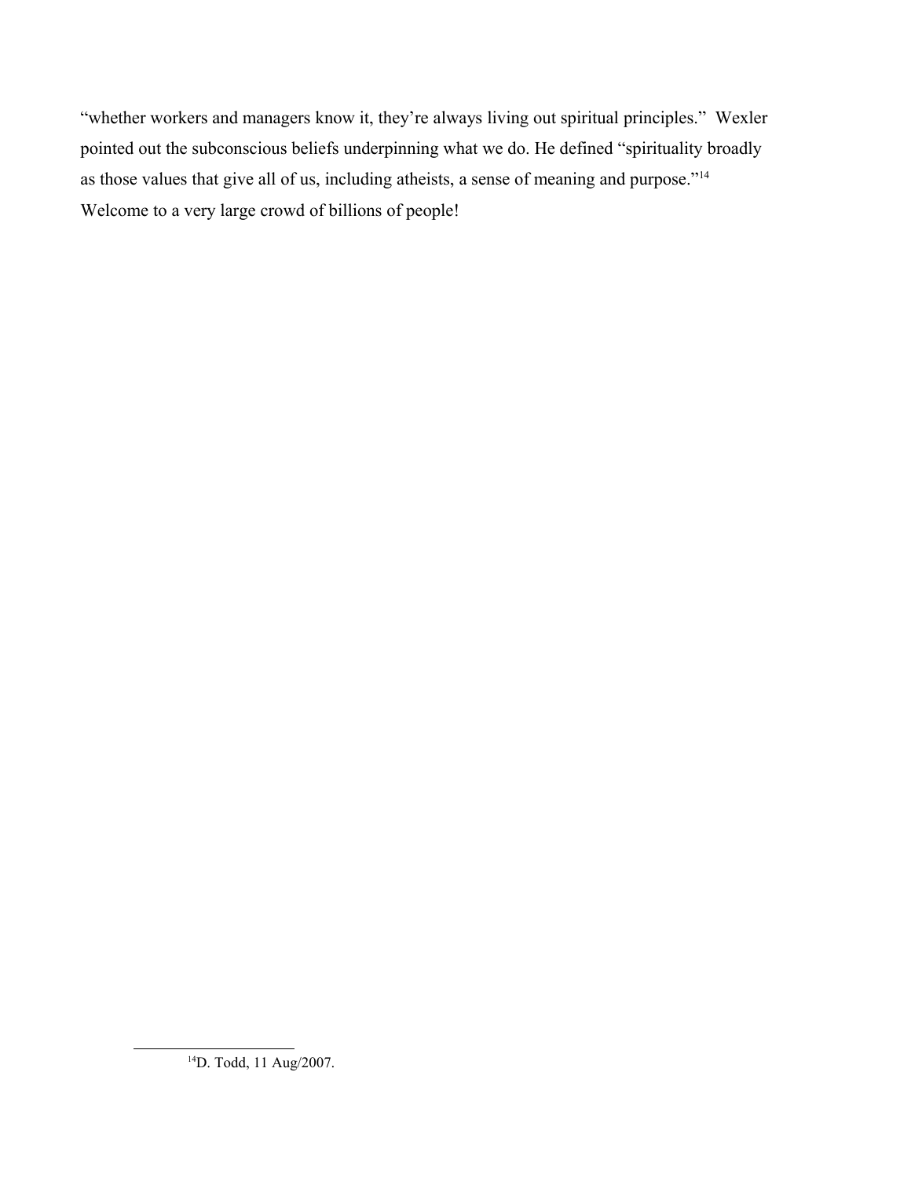"whether workers and managers know it, they're always living out spiritual principles." Wexler pointed out the subconscious beliefs underpinning what we do. He defined "spirituality broadly as those values that give all of us, including atheists, a sense of meaning and purpose."[14] Welcome to a very large crowd of billions of people!

[14] D. Todd, 11 Aug/2007.